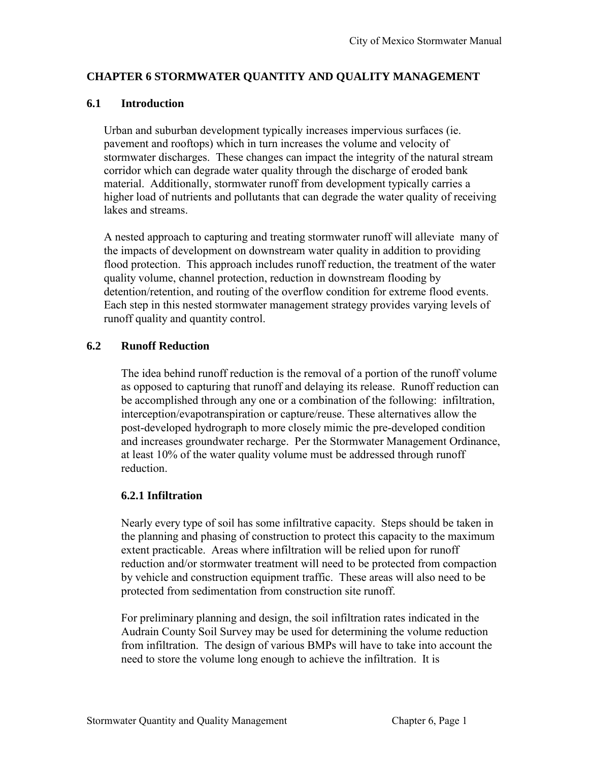# CHAPTER 6 STORMWATER QUANTITY AND QUALITY MANAGEMENT

## 6.1 Introduction

Urban and suburban development typically increases impervious surfaces (ie. pavement and rooftops) which in turn increases the volume and velocity of stormwater discharges. These changes can impact the integrity of the natural stream corridor which can degrade water quality through the discharge of eroded bank material. Additionally, stormwater runoff from development typically carries a higher load of nutrients and pollutants that can degrade the water quality of receiving lakes and streams.

A nested approach to capturing and treating stormwater runoff will alleviate many of the impacts of development on downstream water quality in addition to providing flood protection. This approach includes runoff reduction, the treatment of the water quality volume, channel protection, reduction in downstream flooding by detention/retention, and routing of the overflow condition for extreme flood events. Each step in this nested stormwater management strategy provides varying levels of runoff quality and quantity control.

## 6.2 Runoff Reduction

The idea behind runoff reduction is the removal of a portion of the runoff volume as opposed to capturing that runoff and delaying its release. Runoff reduction can be accomplished through any one or a combination of the following: infiltration, interception/evapotranspiration or capture/reuse. These alternatives allow the post-developed hydrograph to more closely mimic the pre-developed condition and increases groundwater recharge. Per the Stormwater Management Ordinance, at least 10% of the water quality volume must be addressed through runoff reduction.

### 6.2.1 Infiltration

Nearly every type of soil has some infiltrative capacity. Steps should be taken in the planning and phasing of construction to protect this capacity to the maximum extent practicable. Areas where infiltration will be relied upon for runoff reduction and/or stormwater treatment will need to be protected from compaction by vehicle and construction equipment traffic. These areas will also need to be protected from sedimentation from construction site runoff.

For preliminary planning and design, the soil infiltration rates indicated in the Audrain County Soil Survey may be used for determining the volume reduction from infiltration. The design of various BMPs will have to take into account the need to store the volume long enough to achieve the infiltration. It is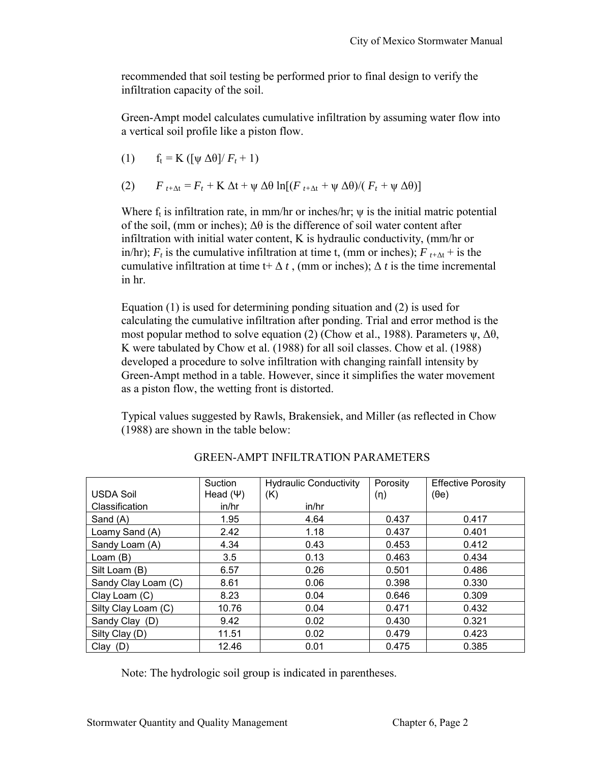recommended that soil testing be performed prior to final design to verify the infiltration capacity of the soil.

Green-Ampt model calculates cumulative infiltration by assuming water flow into a vertical soil profile like a piston flow.

(1) $f_t = K\,([\psi\,\Delta\theta]/\,F_t + 1)$

(2) $F_{t+\Delta t} = F_t + K\,\Delta t + \psi\,\Delta\theta\,\ln[(F_{t+\Delta t} + \psi\,\Delta\theta)/(\,F_t + \psi\,\Delta\theta)]$

Where $f_t$ is infiltration rate, in mm/hr or inches/hr; $\psi$ is the initial matric potential of the soil, (mm or inches); $\Delta\theta$ is the difference of soil water content after infiltration with initial water content, K is hydraulic conductivity, (mm/hr or in/hr); $F_t$ is the cumulative infiltration at time t, (mm or inches); $F_{t+\Delta t}$ + is the cumulative infiltration at time t+ $\Delta t$ , (mm or inches); $\Delta t$ is the time incremental in hr.

Equation (1) is used for determining ponding situation and (2) is used for calculating the cumulative infiltration after ponding. Trial and error method is the most popular method to solve equation (2) (Chow et al., 1988). Parameters $\psi$, $\Delta\theta$, K were tabulated by Chow et al. (1988) for all soil classes. Chow et al. (1988) developed a procedure to solve infiltration with changing rainfall intensity by Green-Ampt method in a table. However, since it simplifies the water movement as a piston flow, the wetting front is distorted.

Typical values suggested by Rawls, Brakensiek, and Miller (as reflected in Chow (1988) are shown in the table below:

GREEN-AMPT INFILTRATION PARAMETERS

| USDA Soil Classification | Suction Head (Ψ) in/hr | Hydraulic Conductivity (K) in/hr | Porosity (η) | Effective Porosity (θe) |
|---|---|---|---|---|
| Sand (A) | 1.95 | 4.64 | 0.437 | 0.417 |
| Loamy Sand (A) | 2.42 | 1.18 | 0.437 | 0.401 |
| Sandy Loam (A) | 4.34 | 0.43 | 0.453 | 0.412 |
| Loam (B) | 3.5 | 0.13 | 0.463 | 0.434 |
| Silt Loam (B) | 6.57 | 0.26 | 0.501 | 0.486 |
| Sandy Clay Loam (C) | 8.61 | 0.06 | 0.398 | 0.330 |
| Clay Loam (C) | 8.23 | 0.04 | 0.646 | 0.309 |
| Silty Clay Loam (C) | 10.76 | 0.04 | 0.471 | 0.432 |
| Sandy Clay (D) | 9.42 | 0.02 | 0.430 | 0.321 |
| Silty Clay (D) | 11.51 | 0.02 | 0.479 | 0.423 |
| Clay (D) | 12.46 | 0.01 | 0.475 | 0.385 |

Note: The hydrologic soil group is indicated in parentheses.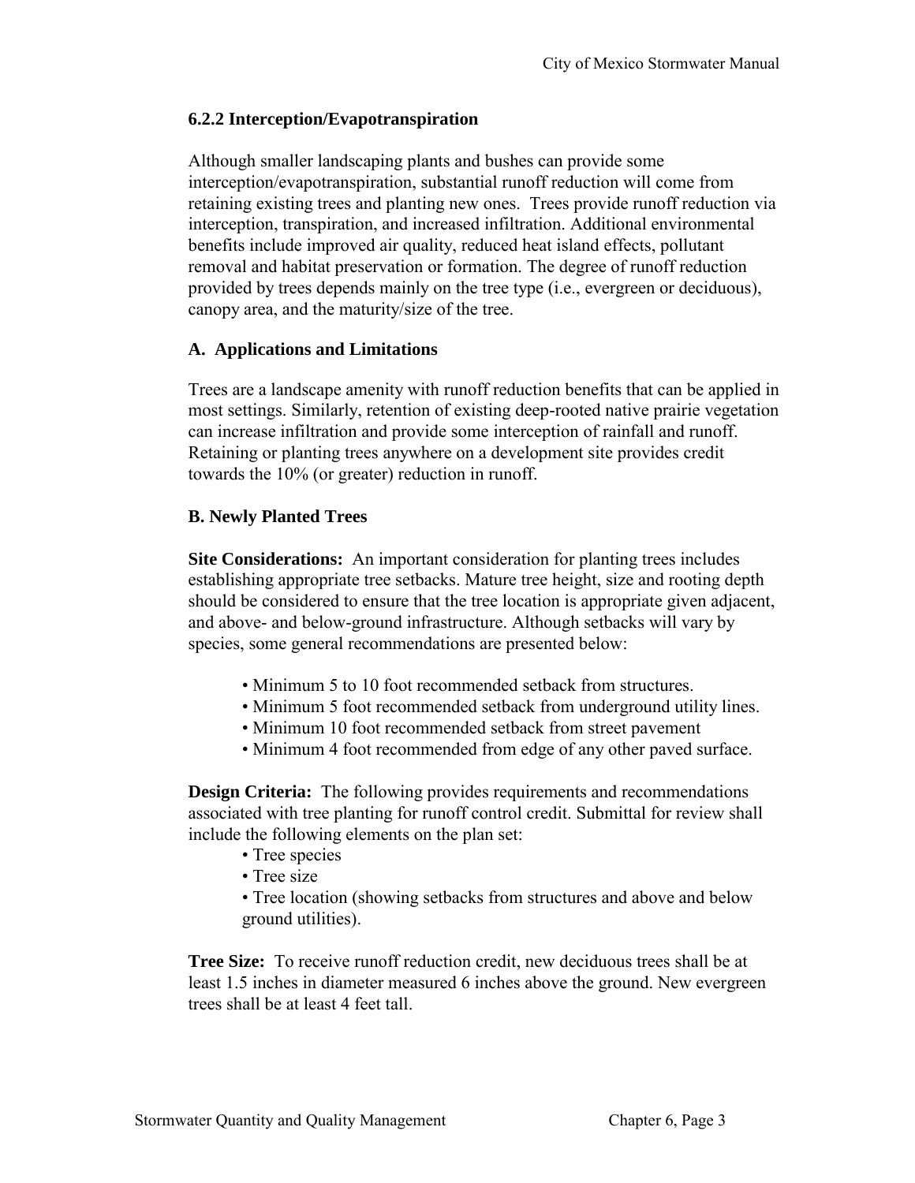### 6.2.2 Interception/Evapotranspiration

Although smaller landscaping plants and bushes can provide some interception/evapotranspiration, substantial runoff reduction will come from retaining existing trees and planting new ones. Trees provide runoff reduction via interception, transpiration, and increased infiltration. Additional environmental benefits include improved air quality, reduced heat island effects, pollutant removal and habitat preservation or formation. The degree of runoff reduction provided by trees depends mainly on the tree type (i.e., evergreen or deciduous), canopy area, and the maturity/size of the tree.

#### A. Applications and Limitations

Trees are a landscape amenity with runoff reduction benefits that can be applied in most settings. Similarly, retention of existing deep-rooted native prairie vegetation can increase infiltration and provide some interception of rainfall and runoff. Retaining or planting trees anywhere on a development site provides credit towards the 10% (or greater) reduction in runoff.

#### B. Newly Planted Trees

**Site Considerations:** An important consideration for planting trees includes establishing appropriate tree setbacks. Mature tree height, size and rooting depth should be considered to ensure that the tree location is appropriate given adjacent, and above- and below-ground infrastructure. Although setbacks will vary by species, some general recommendations are presented below:

- Minimum 5 to 10 foot recommended setback from structures.
- Minimum 5 foot recommended setback from underground utility lines.
- Minimum 10 foot recommended setback from street pavement
- Minimum 4 foot recommended from edge of any other paved surface.

**Design Criteria:** The following provides requirements and recommendations associated with tree planting for runoff control credit. Submittal for review shall include the following elements on the plan set:

- Tree species
- Tree size
- Tree location (showing setbacks from structures and above and below ground utilities).

**Tree Size:** To receive runoff reduction credit, new deciduous trees shall be at least 1.5 inches in diameter measured 6 inches above the ground. New evergreen trees shall be at least 4 feet tall.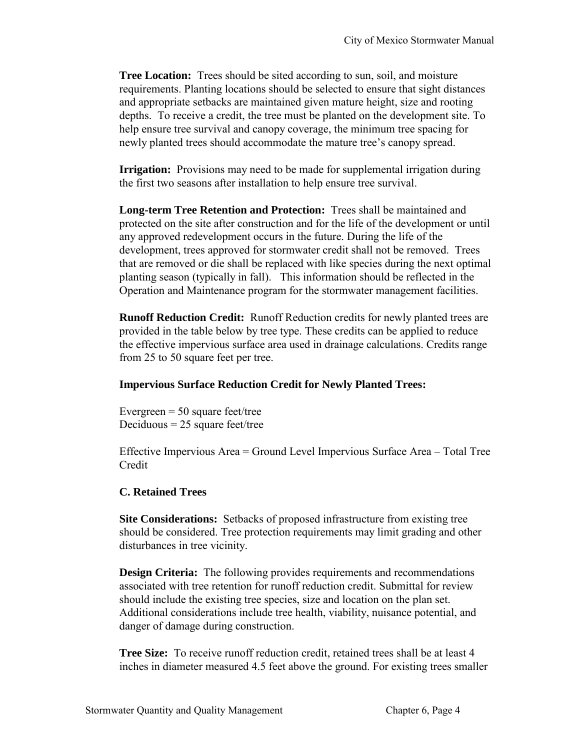**Tree Location:** Trees should be sited according to sun, soil, and moisture requirements. Planting locations should be selected to ensure that sight distances and appropriate setbacks are maintained given mature height, size and rooting depths. To receive a credit, the tree must be planted on the development site. To help ensure tree survival and canopy coverage, the minimum tree spacing for newly planted trees should accommodate the mature tree's canopy spread.

**Irrigation:** Provisions may need to be made for supplemental irrigation during the first two seasons after installation to help ensure tree survival.

**Long-term Tree Retention and Protection:** Trees shall be maintained and protected on the site after construction and for the life of the development or until any approved redevelopment occurs in the future. During the life of the development, trees approved for stormwater credit shall not be removed. Trees that are removed or die shall be replaced with like species during the next optimal planting season (typically in fall). This information should be reflected in the Operation and Maintenance program for the stormwater management facilities.

**Runoff Reduction Credit:** Runoff Reduction credits for newly planted trees are provided in the table below by tree type. These credits can be applied to reduce the effective impervious surface area used in drainage calculations. Credits range from 25 to 50 square feet per tree.

**Impervious Surface Reduction Credit for Newly Planted Trees:**

Evergreen = 50 square feet/tree
Deciduous = 25 square feet/tree

Effective Impervious Area = Ground Level Impervious Surface Area – Total Tree Credit

### C. Retained Trees

**Site Considerations:** Setbacks of proposed infrastructure from existing tree should be considered. Tree protection requirements may limit grading and other disturbances in tree vicinity.

**Design Criteria:** The following provides requirements and recommendations associated with tree retention for runoff reduction credit. Submittal for review should include the existing tree species, size and location on the plan set. Additional considerations include tree health, viability, nuisance potential, and danger of damage during construction.

**Tree Size:** To receive runoff reduction credit, retained trees shall be at least 4 inches in diameter measured 4.5 feet above the ground. For existing trees smaller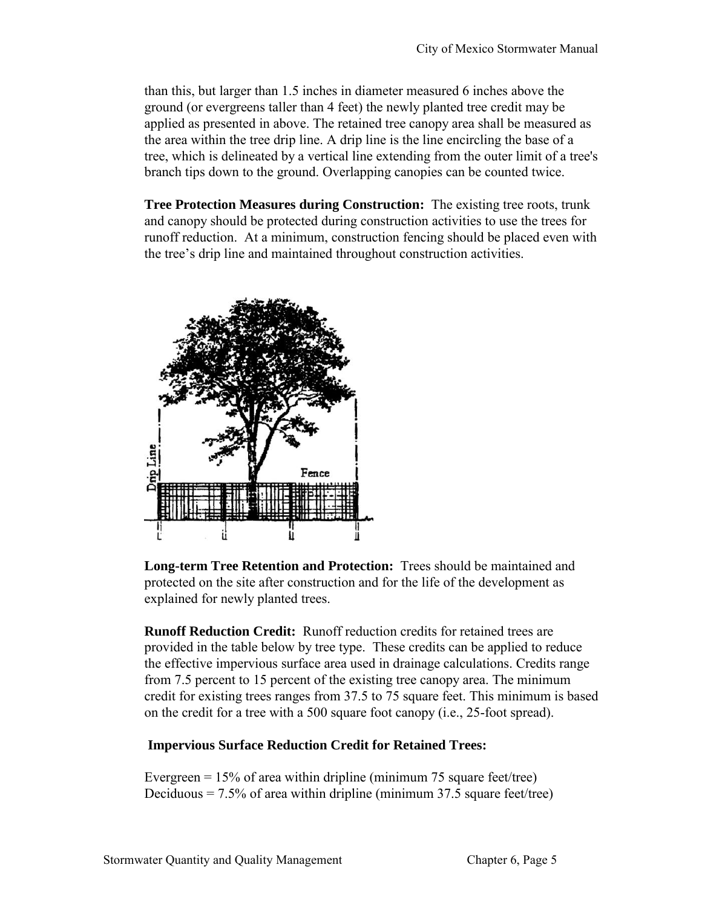than this, but larger than 1.5 inches in diameter measured 6 inches above the ground (or evergreens taller than 4 feet) the newly planted tree credit may be applied as presented in above. The retained tree canopy area shall be measured as the area within the tree drip line. A drip line is the line encircling the base of a tree, which is delineated by a vertical line extending from the outer limit of a tree's branch tips down to the ground. Overlapping canopies can be counted twice.

**Tree Protection Measures during Construction:** The existing tree roots, trunk and canopy should be protected during construction activities to use the trees for runoff reduction. At a minimum, construction fencing should be placed even with the tree's drip line and maintained throughout construction activities.

**Long-term Tree Retention and Protection:** Trees should be maintained and protected on the site after construction and for the life of the development as explained for newly planted trees.

**Runoff Reduction Credit:** Runoff reduction credits for retained trees are provided in the table below by tree type. These credits can be applied to reduce the effective impervious surface area used in drainage calculations. Credits range from 7.5 percent to 15 percent of the existing tree canopy area. The minimum credit for existing trees ranges from 37.5 to 75 square feet. This minimum is based on the credit for a tree with a 500 square foot canopy (i.e., 25-foot spread).

**Impervious Surface Reduction Credit for Retained Trees:**

Evergreen = 15% of area within dripline (minimum 75 square feet/tree)
Deciduous = 7.5% of area within dripline (minimum 37.5 square feet/tree)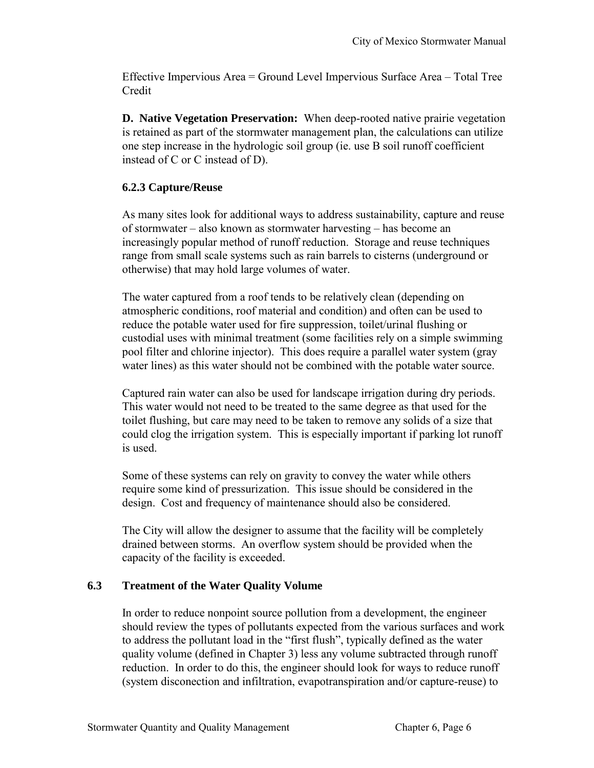Effective Impervious Area = Ground Level Impervious Surface Area – Total Tree Credit

**D. Native Vegetation Preservation:** When deep-rooted native prairie vegetation is retained as part of the stormwater management plan, the calculations can utilize one step increase in the hydrologic soil group (ie. use B soil runoff coefficient instead of C or C instead of D).

### 6.2.3 Capture/Reuse

As many sites look for additional ways to address sustainability, capture and reuse of stormwater – also known as stormwater harvesting – has become an increasingly popular method of runoff reduction. Storage and reuse techniques range from small scale systems such as rain barrels to cisterns (underground or otherwise) that may hold large volumes of water.

The water captured from a roof tends to be relatively clean (depending on atmospheric conditions, roof material and condition) and often can be used to reduce the potable water used for fire suppression, toilet/urinal flushing or custodial uses with minimal treatment (some facilities rely on a simple swimming pool filter and chlorine injector). This does require a parallel water system (gray water lines) as this water should not be combined with the potable water source.

Captured rain water can also be used for landscape irrigation during dry periods. This water would not need to be treated to the same degree as that used for the toilet flushing, but care may need to be taken to remove any solids of a size that could clog the irrigation system. This is especially important if parking lot runoff is used.

Some of these systems can rely on gravity to convey the water while others require some kind of pressurization. This issue should be considered in the design. Cost and frequency of maintenance should also be considered.

The City will allow the designer to assume that the facility will be completely drained between storms. An overflow system should be provided when the capacity of the facility is exceeded.

## 6.3 Treatment of the Water Quality Volume

In order to reduce nonpoint source pollution from a development, the engineer should review the types of pollutants expected from the various surfaces and work to address the pollutant load in the "first flush", typically defined as the water quality volume (defined in Chapter 3) less any volume subtracted through runoff reduction. In order to do this, the engineer should look for ways to reduce runoff (system disconection and infiltration, evapotranspiration and/or capture-reuse) to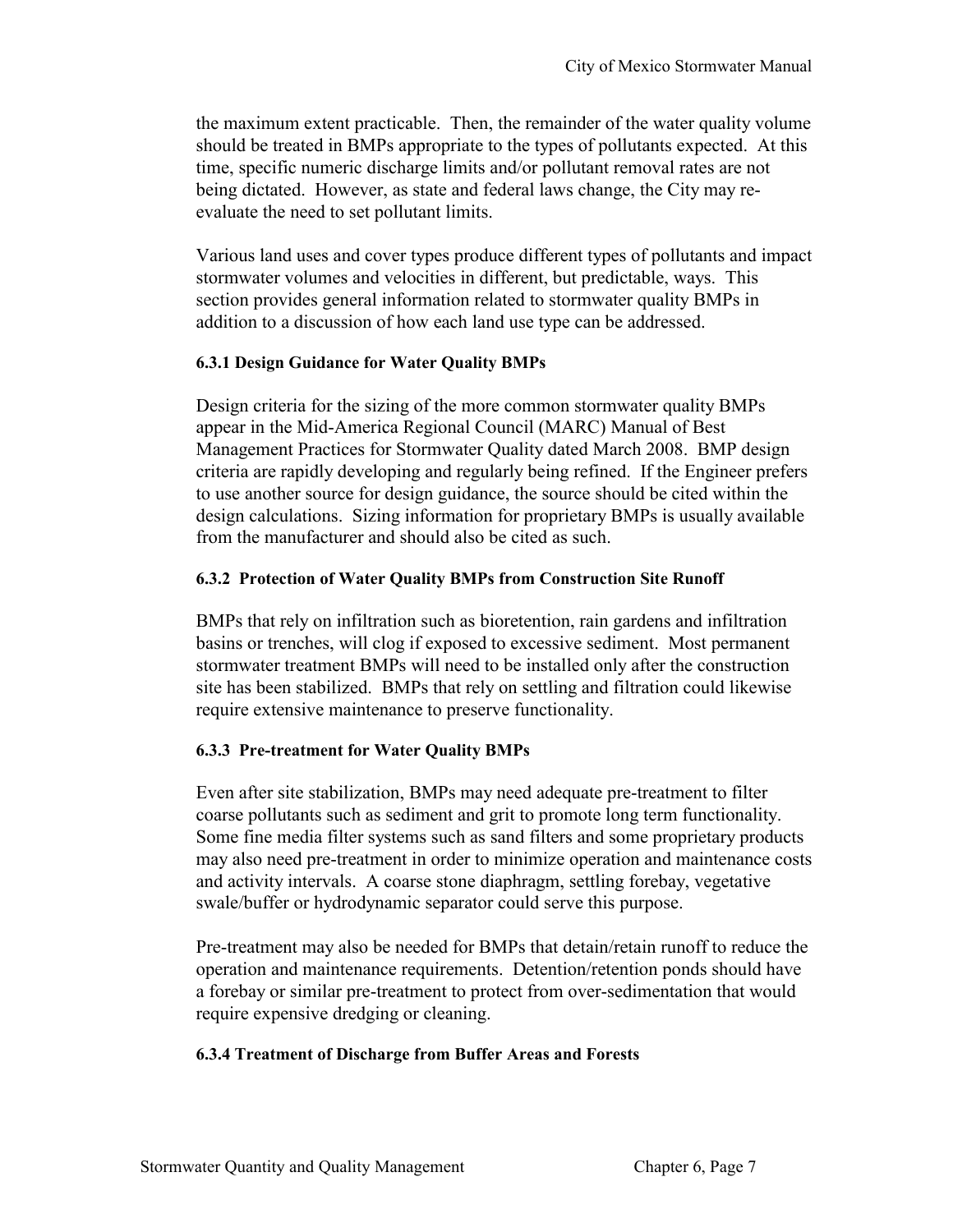the maximum extent practicable. Then, the remainder of the water quality volume should be treated in BMPs appropriate to the types of pollutants expected. At this time, specific numeric discharge limits and/or pollutant removal rates are not being dictated. However, as state and federal laws change, the City may re-evaluate the need to set pollutant limits.

Various land uses and cover types produce different types of pollutants and impact stormwater volumes and velocities in different, but predictable, ways. This section provides general information related to stormwater quality BMPs in addition to a discussion of how each land use type can be addressed.

### 6.3.1 Design Guidance for Water Quality BMPs

Design criteria for the sizing of the more common stormwater quality BMPs appear in the Mid-America Regional Council (MARC) Manual of Best Management Practices for Stormwater Quality dated March 2008. BMP design criteria are rapidly developing and regularly being refined. If the Engineer prefers to use another source for design guidance, the source should be cited within the design calculations. Sizing information for proprietary BMPs is usually available from the manufacturer and should also be cited as such.

### 6.3.2 Protection of Water Quality BMPs from Construction Site Runoff

BMPs that rely on infiltration such as bioretention, rain gardens and infiltration basins or trenches, will clog if exposed to excessive sediment. Most permanent stormwater treatment BMPs will need to be installed only after the construction site has been stabilized. BMPs that rely on settling and filtration could likewise require extensive maintenance to preserve functionality.

### 6.3.3 Pre-treatment for Water Quality BMPs

Even after site stabilization, BMPs may need adequate pre-treatment to filter coarse pollutants such as sediment and grit to promote long term functionality. Some fine media filter systems such as sand filters and some proprietary products may also need pre-treatment in order to minimize operation and maintenance costs and activity intervals. A coarse stone diaphragm, settling forebay, vegetative swale/buffer or hydrodynamic separator could serve this purpose.

Pre-treatment may also be needed for BMPs that detain/retain runoff to reduce the operation and maintenance requirements. Detention/retention ponds should have a forebay or similar pre-treatment to protect from over-sedimentation that would require expensive dredging or cleaning.

### 6.3.4 Treatment of Discharge from Buffer Areas and Forests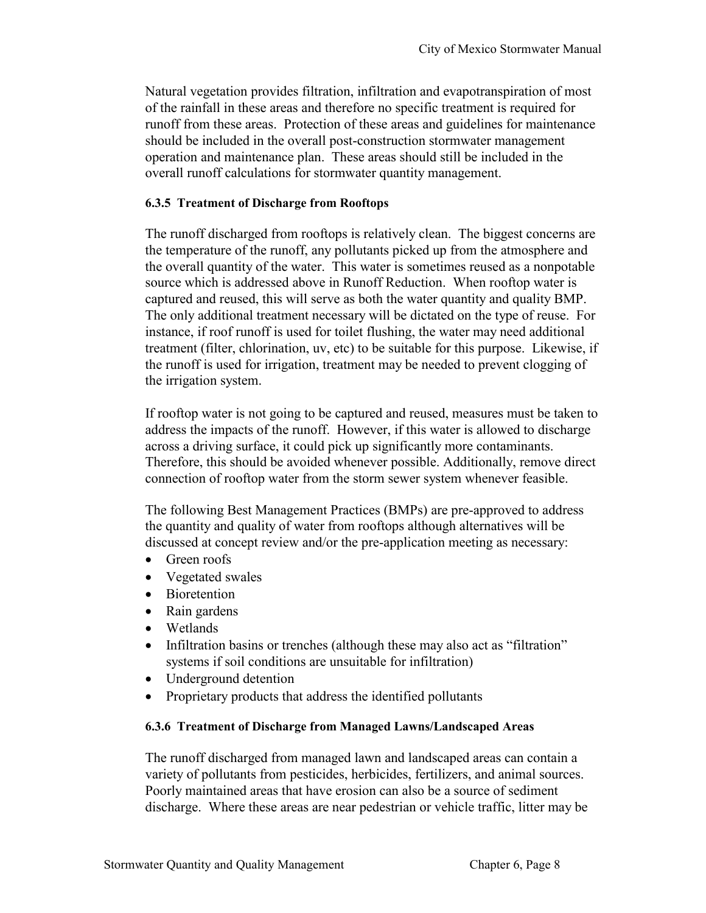Natural vegetation provides filtration, infiltration and evapotranspiration of most of the rainfall in these areas and therefore no specific treatment is required for runoff from these areas. Protection of these areas and guidelines for maintenance should be included in the overall post-construction stormwater management operation and maintenance plan. These areas should still be included in the overall runoff calculations for stormwater quantity management.

#### 6.3.5 Treatment of Discharge from Rooftops

The runoff discharged from rooftops is relatively clean. The biggest concerns are the temperature of the runoff, any pollutants picked up from the atmosphere and the overall quantity of the water. This water is sometimes reused as a nonpotable source which is addressed above in Runoff Reduction. When rooftop water is captured and reused, this will serve as both the water quantity and quality BMP. The only additional treatment necessary will be dictated on the type of reuse. For instance, if roof runoff is used for toilet flushing, the water may need additional treatment (filter, chlorination, uv, etc) to be suitable for this purpose. Likewise, if the runoff is used for irrigation, treatment may be needed to prevent clogging of the irrigation system.

If rooftop water is not going to be captured and reused, measures must be taken to address the impacts of the runoff. However, if this water is allowed to discharge across a driving surface, it could pick up significantly more contaminants. Therefore, this should be avoided whenever possible. Additionally, remove direct connection of rooftop water from the storm sewer system whenever feasible.

The following Best Management Practices (BMPs) are pre-approved to address the quantity and quality of water from rooftops although alternatives will be discussed at concept review and/or the pre-application meeting as necessary:

- Green roofs
- Vegetated swales
- Bioretention
- Rain gardens
- Wetlands
- Infiltration basins or trenches (although these may also act as "filtration" systems if soil conditions are unsuitable for infiltration)
- Underground detention
- Proprietary products that address the identified pollutants

#### 6.3.6 Treatment of Discharge from Managed Lawns/Landscaped Areas

The runoff discharged from managed lawn and landscaped areas can contain a variety of pollutants from pesticides, herbicides, fertilizers, and animal sources. Poorly maintained areas that have erosion can also be a source of sediment discharge. Where these areas are near pedestrian or vehicle traffic, litter may be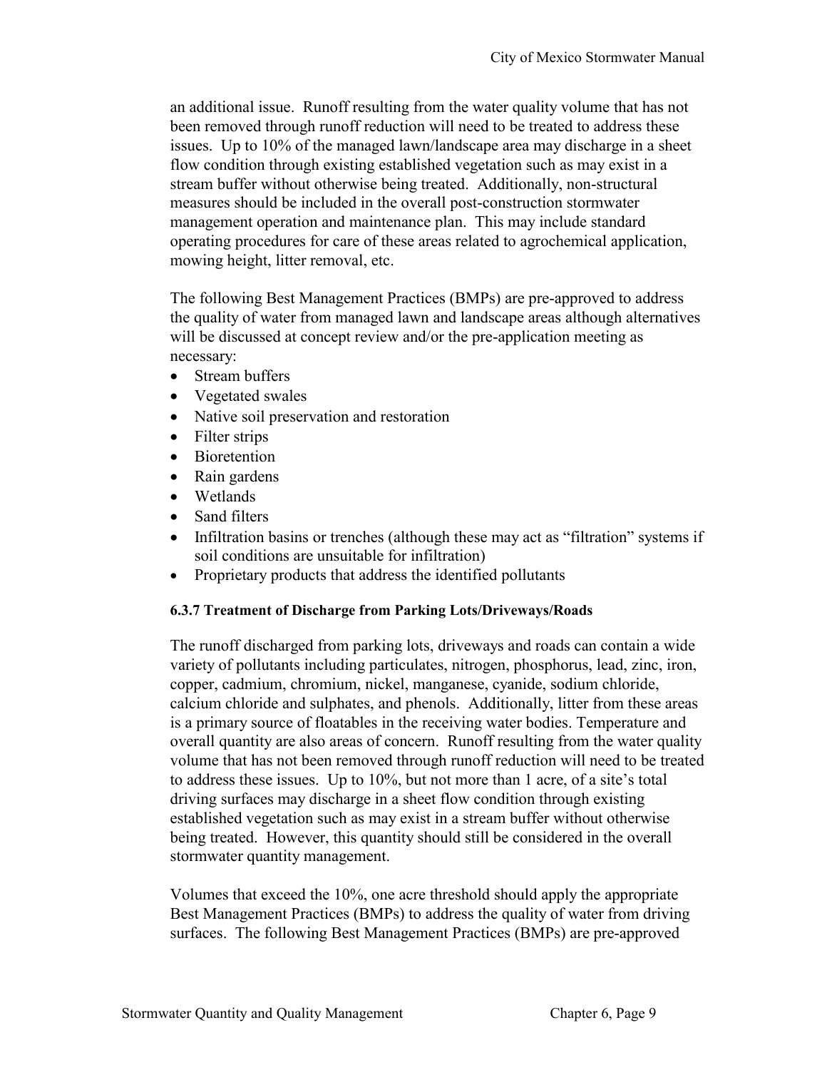an additional issue. Runoff resulting from the water quality volume that has not been removed through runoff reduction will need to be treated to address these issues. Up to 10% of the managed lawn/landscape area may discharge in a sheet flow condition through existing established vegetation such as may exist in a stream buffer without otherwise being treated. Additionally, non-structural measures should be included in the overall post-construction stormwater management operation and maintenance plan. This may include standard operating procedures for care of these areas related to agrochemical application, mowing height, litter removal, etc.

The following Best Management Practices (BMPs) are pre-approved to address the quality of water from managed lawn and landscape areas although alternatives will be discussed at concept review and/or the pre-application meeting as necessary:

- Stream buffers
- Vegetated swales
- Native soil preservation and restoration
- Filter strips
- Bioretention
- Rain gardens
- Wetlands
- Sand filters
- Infiltration basins or trenches (although these may act as "filtration" systems if soil conditions are unsuitable for infiltration)
- Proprietary products that address the identified pollutants

#### 6.3.7 Treatment of Discharge from Parking Lots/Driveways/Roads

The runoff discharged from parking lots, driveways and roads can contain a wide variety of pollutants including particulates, nitrogen, phosphorus, lead, zinc, iron, copper, cadmium, chromium, nickel, manganese, cyanide, sodium chloride, calcium chloride and sulphates, and phenols. Additionally, litter from these areas is a primary source of floatables in the receiving water bodies. Temperature and overall quantity are also areas of concern. Runoff resulting from the water quality volume that has not been removed through runoff reduction will need to be treated to address these issues. Up to 10%, but not more than 1 acre, of a site's total driving surfaces may discharge in a sheet flow condition through existing established vegetation such as may exist in a stream buffer without otherwise being treated. However, this quantity should still be considered in the overall stormwater quantity management.

Volumes that exceed the 10%, one acre threshold should apply the appropriate Best Management Practices (BMPs) to address the quality of water from driving surfaces. The following Best Management Practices (BMPs) are pre-approved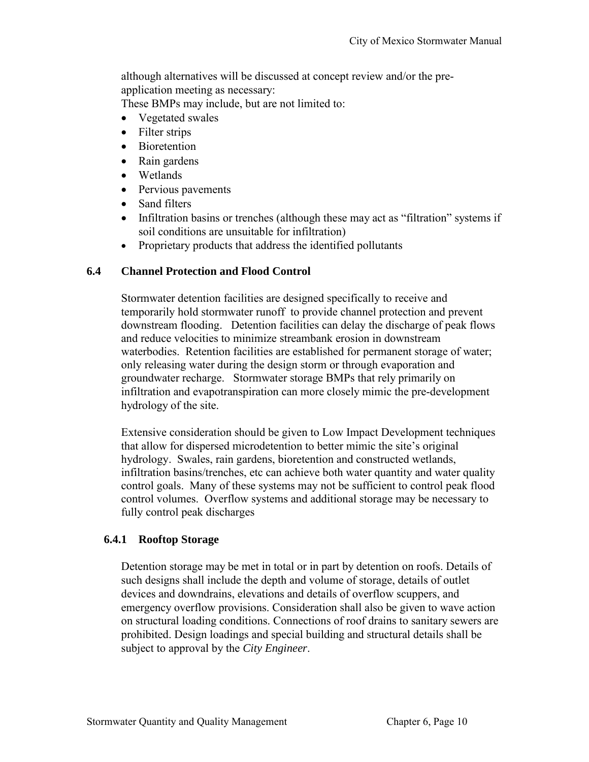although alternatives will be discussed at concept review and/or the pre-application meeting as necessary:

These BMPs may include, but are not limited to:

- Vegetated swales
- Filter strips
- Bioretention
- Rain gardens
- Wetlands
- Pervious pavements
- Sand filters
- Infiltration basins or trenches (although these may act as "filtration" systems if soil conditions are unsuitable for infiltration)
- Proprietary products that address the identified pollutants

## 6.4 Channel Protection and Flood Control

Stormwater detention facilities are designed specifically to receive and temporarily hold stormwater runoff to provide channel protection and prevent downstream flooding. Detention facilities can delay the discharge of peak flows and reduce velocities to minimize streambank erosion in downstream waterbodies. Retention facilities are established for permanent storage of water; only releasing water during the design storm or through evaporation and groundwater recharge. Stormwater storage BMPs that rely primarily on infiltration and evapotranspiration can more closely mimic the pre-development hydrology of the site.

Extensive consideration should be given to Low Impact Development techniques that allow for dispersed microdetention to better mimic the site's original hydrology. Swales, rain gardens, bioretention and constructed wetlands, infiltration basins/trenches, etc can achieve both water quantity and water quality control goals. Many of these systems may not be sufficient to control peak flood control volumes. Overflow systems and additional storage may be necessary to fully control peak discharges

### 6.4.1 Rooftop Storage

Detention storage may be met in total or in part by detention on roofs. Details of such designs shall include the depth and volume of storage, details of outlet devices and downdrains, elevations and details of overflow scuppers, and emergency overflow provisions. Consideration shall also be given to wave action on structural loading conditions. Connections of roof drains to sanitary sewers are prohibited. Design loadings and special building and structural details shall be subject to approval by the *City Engineer*.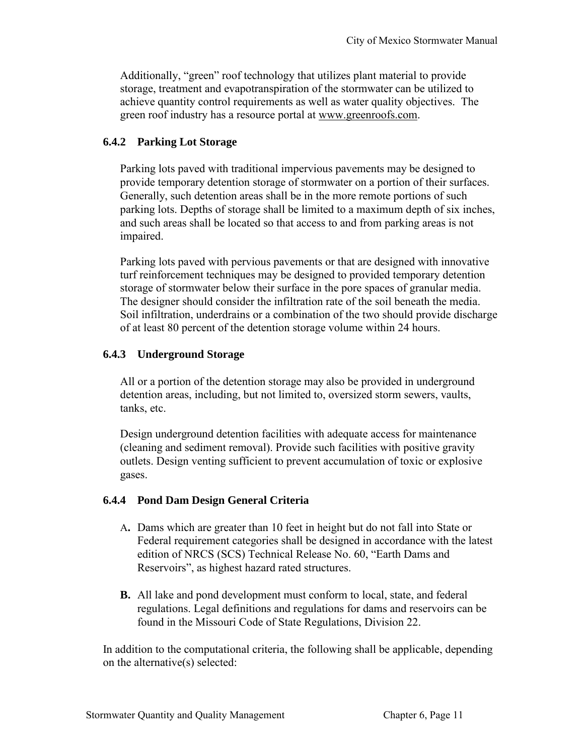Additionally, "green" roof technology that utilizes plant material to provide storage, treatment and evapotranspiration of the stormwater can be utilized to achieve quantity control requirements as well as water quality objectives. The green roof industry has a resource portal at www.greenroofs.com.

### 6.4.2 Parking Lot Storage

Parking lots paved with traditional impervious pavements may be designed to provide temporary detention storage of stormwater on a portion of their surfaces. Generally, such detention areas shall be in the more remote portions of such parking lots. Depths of storage shall be limited to a maximum depth of six inches, and such areas shall be located so that access to and from parking areas is not impaired.

Parking lots paved with pervious pavements or that are designed with innovative turf reinforcement techniques may be designed to provided temporary detention storage of stormwater below their surface in the pore spaces of granular media. The designer should consider the infiltration rate of the soil beneath the media. Soil infiltration, underdrains or a combination of the two should provide discharge of at least 80 percent of the detention storage volume within 24 hours.

### 6.4.3 Underground Storage

All or a portion of the detention storage may also be provided in underground detention areas, including, but not limited to, oversized storm sewers, vaults, tanks, etc.

Design underground detention facilities with adequate access for maintenance (cleaning and sediment removal). Provide such facilities with positive gravity outlets. Design venting sufficient to prevent accumulation of toxic or explosive gases.

### 6.4.4 Pond Dam Design General Criteria

A**.** Dams which are greater than 10 feet in height but do not fall into State or Federal requirement categories shall be designed in accordance with the latest edition of NRCS (SCS) Technical Release No. 60, "Earth Dams and Reservoirs", as highest hazard rated structures.

**B.** All lake and pond development must conform to local, state, and federal regulations. Legal definitions and regulations for dams and reservoirs can be found in the Missouri Code of State Regulations, Division 22.

In addition to the computational criteria, the following shall be applicable, depending on the alternative(s) selected: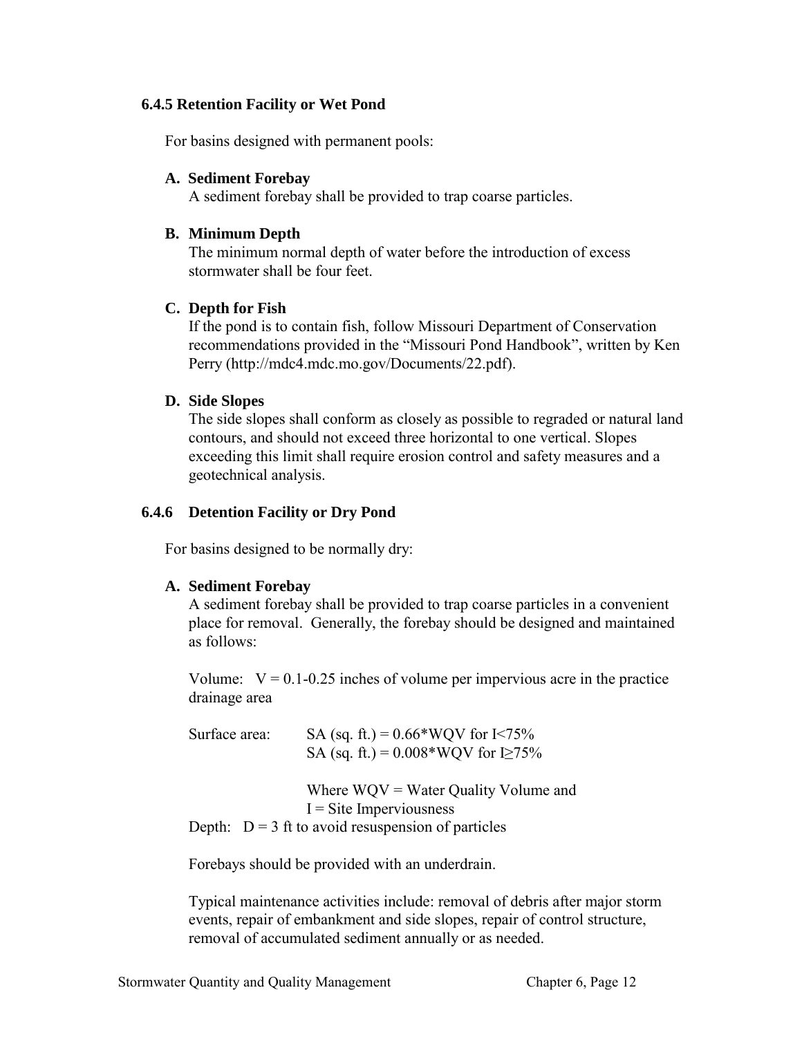### 6.4.5 Retention Facility or Wet Pond

For basins designed with permanent pools:

**A. Sediment Forebay**
A sediment forebay shall be provided to trap coarse particles.

**B. Minimum Depth**
The minimum normal depth of water before the introduction of excess stormwater shall be four feet.

**C. Depth for Fish**
If the pond is to contain fish, follow Missouri Department of Conservation recommendations provided in the "Missouri Pond Handbook", written by Ken Perry (http://mdc4.mdc.mo.gov/Documents/22.pdf).

**D. Side Slopes**
The side slopes shall conform as closely as possible to regraded or natural land contours, and should not exceed three horizontal to one vertical. Slopes exceeding this limit shall require erosion control and safety measures and a geotechnical analysis.

### 6.4.6 Detention Facility or Dry Pond

For basins designed to be normally dry:

**A. Sediment Forebay**
A sediment forebay shall be provided to trap coarse particles in a convenient place for removal. Generally, the forebay should be designed and maintained as follows:

Volume: $V = 0.1\text{-}0.25$ inches of volume per impervious acre in the practice drainage area

Surface area: SA (sq. ft.) = $0.66 \cdot WQV$ for $I < 75\%$
SA (sq. ft.) = $0.008 \cdot WQV$ for $I \geq 75\%$

Where WQV = Water Quality Volume and
I = Site Imperviousness

Depth: $D = 3$ ft to avoid resuspension of particles

Forebays should be provided with an underdrain.

Typical maintenance activities include: removal of debris after major storm events, repair of embankment and side slopes, repair of control structure, removal of accumulated sediment annually or as needed.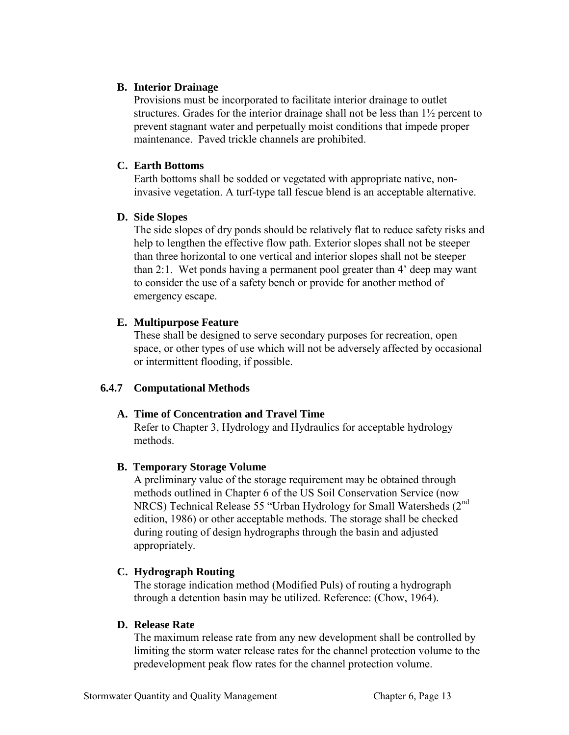**B. Interior Drainage**

Provisions must be incorporated to facilitate interior drainage to outlet structures. Grades for the interior drainage shall not be less than 1½ percent to prevent stagnant water and perpetually moist conditions that impede proper maintenance. Paved trickle channels are prohibited.

**C. Earth Bottoms**

Earth bottoms shall be sodded or vegetated with appropriate native, non-invasive vegetation. A turf-type tall fescue blend is an acceptable alternative.

**D. Side Slopes**

The side slopes of dry ponds should be relatively flat to reduce safety risks and help to lengthen the effective flow path. Exterior slopes shall not be steeper than three horizontal to one vertical and interior slopes shall not be steeper than 2:1. Wet ponds having a permanent pool greater than 4' deep may want to consider the use of a safety bench or provide for another method of emergency escape.

**E. Multipurpose Feature**

These shall be designed to serve secondary purposes for recreation, open space, or other types of use which will not be adversely affected by occasional or intermittent flooding, if possible.

### 6.4.7 Computational Methods

**A. Time of Concentration and Travel Time**

Refer to Chapter 3, Hydrology and Hydraulics for acceptable hydrology methods.

**B. Temporary Storage Volume**

A preliminary value of the storage requirement may be obtained through methods outlined in Chapter 6 of the US Soil Conservation Service (now NRCS) Technical Release 55 "Urban Hydrology for Small Watersheds (2nd edition, 1986) or other acceptable methods. The storage shall be checked during routing of design hydrographs through the basin and adjusted appropriately.

**C. Hydrograph Routing**

The storage indication method (Modified Puls) of routing a hydrograph through a detention basin may be utilized. Reference: (Chow, 1964).

**D. Release Rate**

The maximum release rate from any new development shall be controlled by limiting the storm water release rates for the channel protection volume to the predevelopment peak flow rates for the channel protection volume.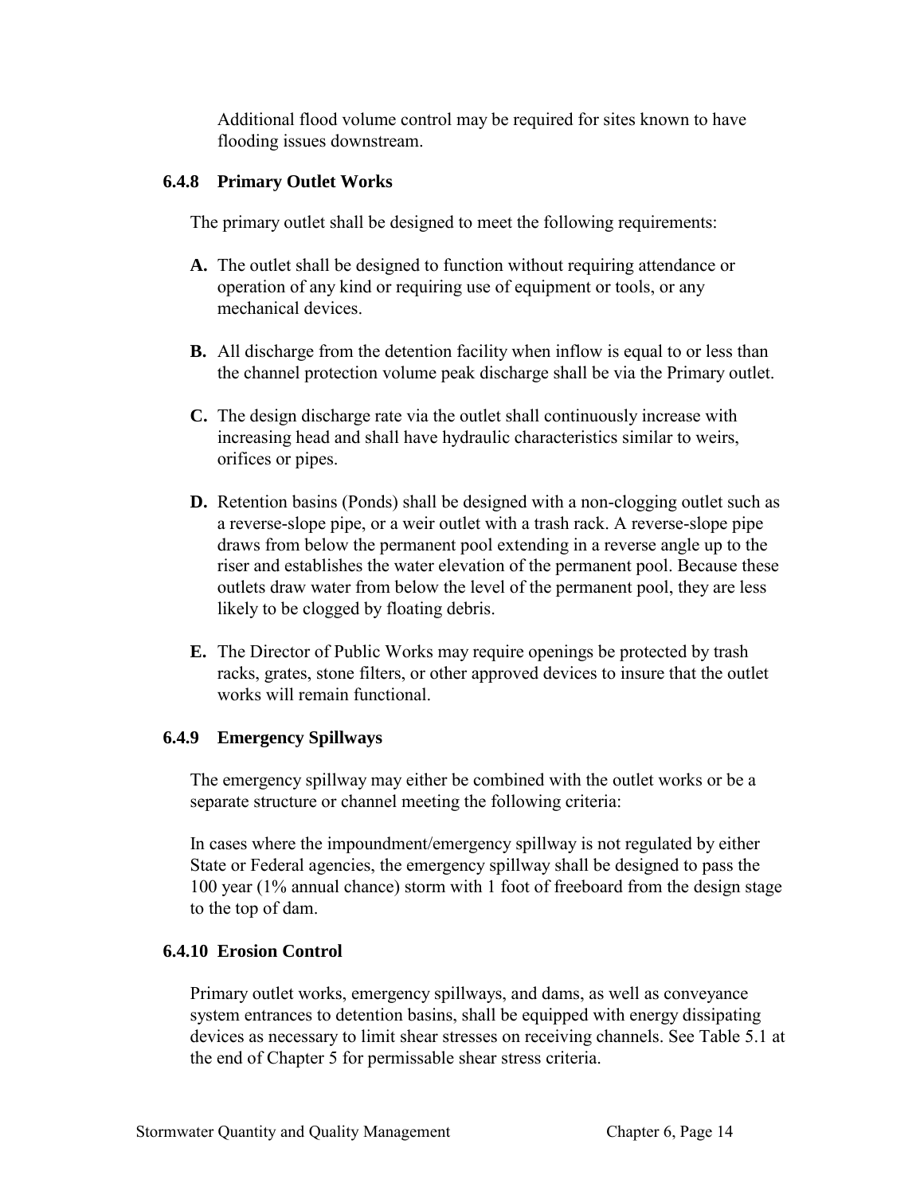Additional flood volume control may be required for sites known to have flooding issues downstream.

### 6.4.8 Primary Outlet Works

The primary outlet shall be designed to meet the following requirements:

**A.** The outlet shall be designed to function without requiring attendance or operation of any kind or requiring use of equipment or tools, or any mechanical devices.

**B.** All discharge from the detention facility when inflow is equal to or less than the channel protection volume peak discharge shall be via the Primary outlet.

**C.** The design discharge rate via the outlet shall continuously increase with increasing head and shall have hydraulic characteristics similar to weirs, orifices or pipes.

**D.** Retention basins (Ponds) shall be designed with a non-clogging outlet such as a reverse-slope pipe, or a weir outlet with a trash rack. A reverse-slope pipe draws from below the permanent pool extending in a reverse angle up to the riser and establishes the water elevation of the permanent pool. Because these outlets draw water from below the level of the permanent pool, they are less likely to be clogged by floating debris.

**E.** The Director of Public Works may require openings be protected by trash racks, grates, stone filters, or other approved devices to insure that the outlet works will remain functional.

### 6.4.9 Emergency Spillways

The emergency spillway may either be combined with the outlet works or be a separate structure or channel meeting the following criteria:

In cases where the impoundment/emergency spillway is not regulated by either State or Federal agencies, the emergency spillway shall be designed to pass the 100 year (1% annual chance) storm with 1 foot of freeboard from the design stage to the top of dam.

### 6.4.10 Erosion Control

Primary outlet works, emergency spillways, and dams, as well as conveyance system entrances to detention basins, shall be equipped with energy dissipating devices as necessary to limit shear stresses on receiving channels. See Table 5.1 at the end of Chapter 5 for permissable shear stress criteria.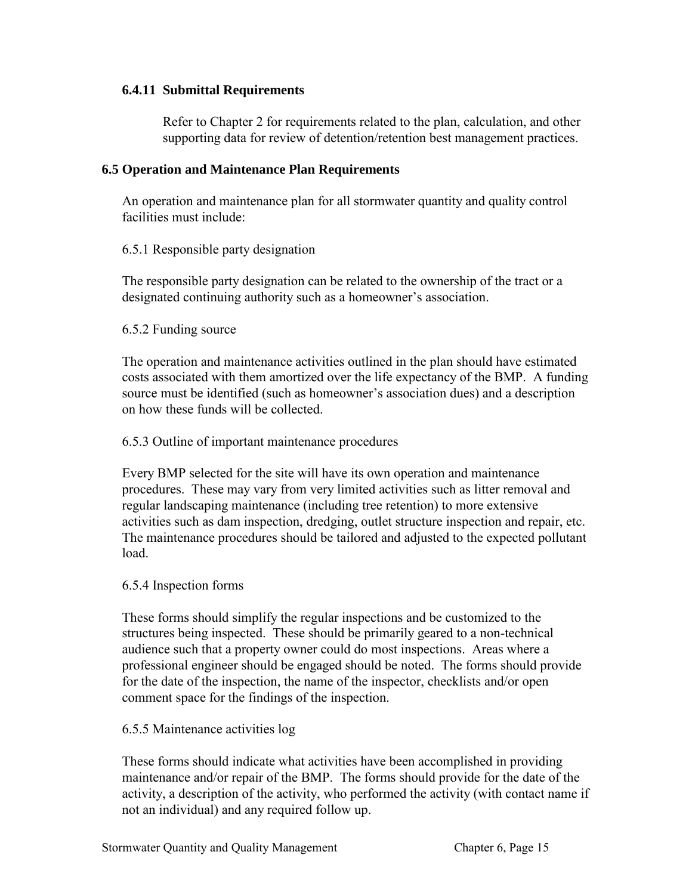### 6.4.11 Submittal Requirements

Refer to Chapter 2 for requirements related to the plan, calculation, and other supporting data for review of detention/retention best management practices.

## 6.5 Operation and Maintenance Plan Requirements

An operation and maintenance plan for all stormwater quantity and quality control facilities must include:

6.5.1 Responsible party designation

The responsible party designation can be related to the ownership of the tract or a designated continuing authority such as a homeowner's association.

6.5.2 Funding source

The operation and maintenance activities outlined in the plan should have estimated costs associated with them amortized over the life expectancy of the BMP. A funding source must be identified (such as homeowner's association dues) and a description on how these funds will be collected.

6.5.3 Outline of important maintenance procedures

Every BMP selected for the site will have its own operation and maintenance procedures. These may vary from very limited activities such as litter removal and regular landscaping maintenance (including tree retention) to more extensive activities such as dam inspection, dredging, outlet structure inspection and repair, etc. The maintenance procedures should be tailored and adjusted to the expected pollutant load.

6.5.4 Inspection forms

These forms should simplify the regular inspections and be customized to the structures being inspected. These should be primarily geared to a non-technical audience such that a property owner could do most inspections. Areas where a professional engineer should be engaged should be noted. The forms should provide for the date of the inspection, the name of the inspector, checklists and/or open comment space for the findings of the inspection.

6.5.5 Maintenance activities log

These forms should indicate what activities have been accomplished in providing maintenance and/or repair of the BMP. The forms should provide for the date of the activity, a description of the activity, who performed the activity (with contact name if not an individual) and any required follow up.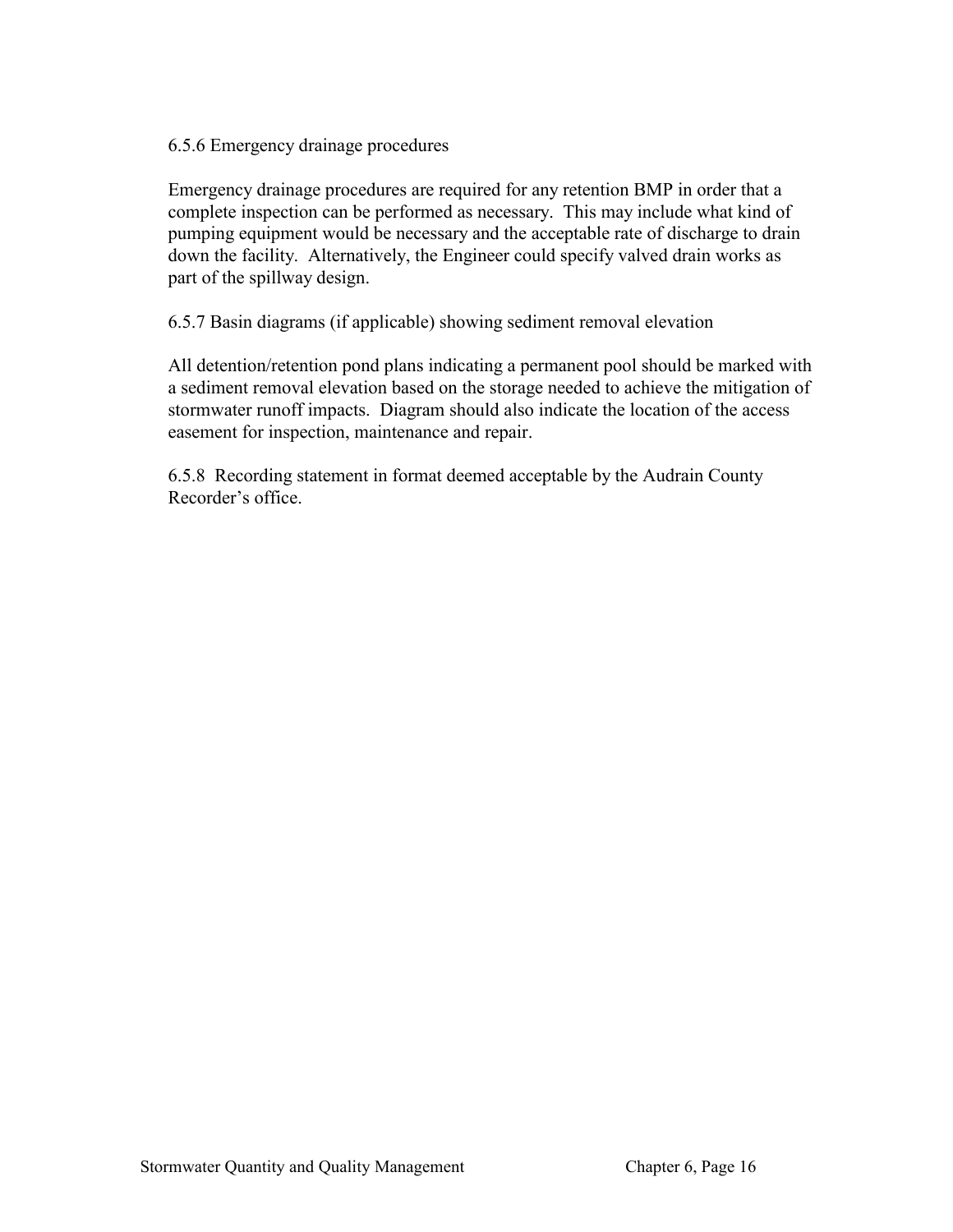### 6.5.6 Emergency drainage procedures

Emergency drainage procedures are required for any retention BMP in order that a complete inspection can be performed as necessary. This may include what kind of pumping equipment would be necessary and the acceptable rate of discharge to drain down the facility. Alternatively, the Engineer could specify valved drain works as part of the spillway design.

### 6.5.7 Basin diagrams (if applicable) showing sediment removal elevation

All detention/retention pond plans indicating a permanent pool should be marked with a sediment removal elevation based on the storage needed to achieve the mitigation of stormwater runoff impacts. Diagram should also indicate the location of the access easement for inspection, maintenance and repair.

### 6.5.8 Recording statement in format deemed acceptable by the Audrain County Recorder's office.